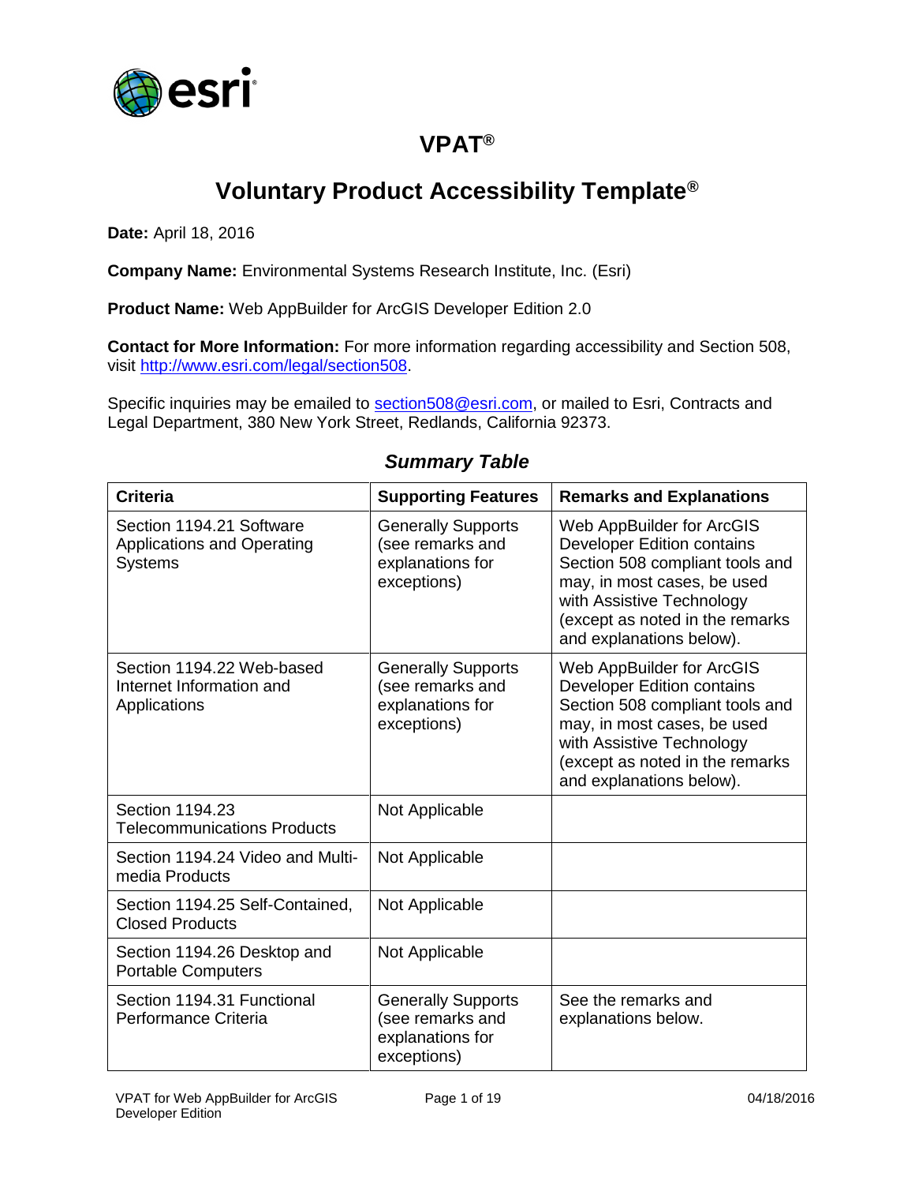# VPAT®

# Voluntary Product Accessibility Template®

**Date:** April 18, 2016

**Company Name:** Environmental Systems Research Institute, Inc. (Esri)

**Product Name:** Web AppBuilder for ArcGIS Developer Edition 2.0

**Contact for More Information:** For more information regarding accessibility and Section 508, visit http://www.esri.com/legal/section508.

Specific inquiries may be emailed to section508@esri.com, or mailed to Esri, Contracts and Legal Department, 380 New York Street, Redlands, California 92373.

## *Summary Table*

| Criteria | Supporting Features | Remarks and Explanations |
|---|---|---|
| Section 1194.21 Software Applications and Operating Systems | Generally Supports (see remarks and explanations for exceptions) | Web AppBuilder for ArcGIS Developer Edition contains Section 508 compliant tools and may, in most cases, be used with Assistive Technology (except as noted in the remarks and explanations below). |
| Section 1194.22 Web-based Internet Information and Applications | Generally Supports (see remarks and explanations for exceptions) | Web AppBuilder for ArcGIS Developer Edition contains Section 508 compliant tools and may, in most cases, be used with Assistive Technology (except as noted in the remarks and explanations below). |
| Section 1194.23 Telecommunications Products | Not Applicable | |
| Section 1194.24 Video and Multi-media Products | Not Applicable | |
| Section 1194.25 Self-Contained, Closed Products | Not Applicable | |
| Section 1194.26 Desktop and Portable Computers | Not Applicable | |
| Section 1194.31 Functional Performance Criteria | Generally Supports (see remarks and explanations for exceptions) | See the remarks and explanations below. |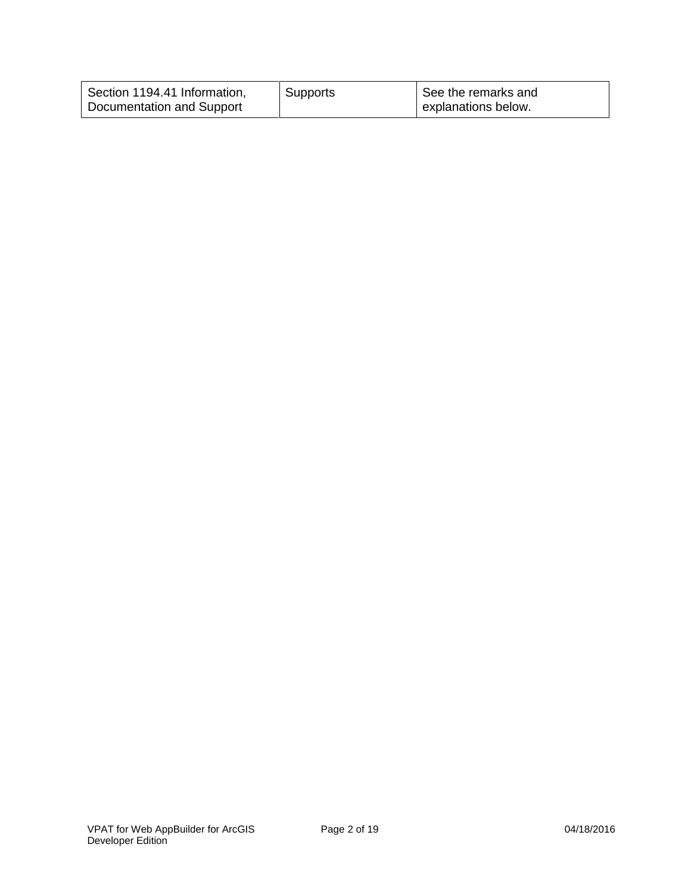| Section 1194.41 Information, Documentation and Support | Supports | See the remarks and explanations below. |
|---|---|---|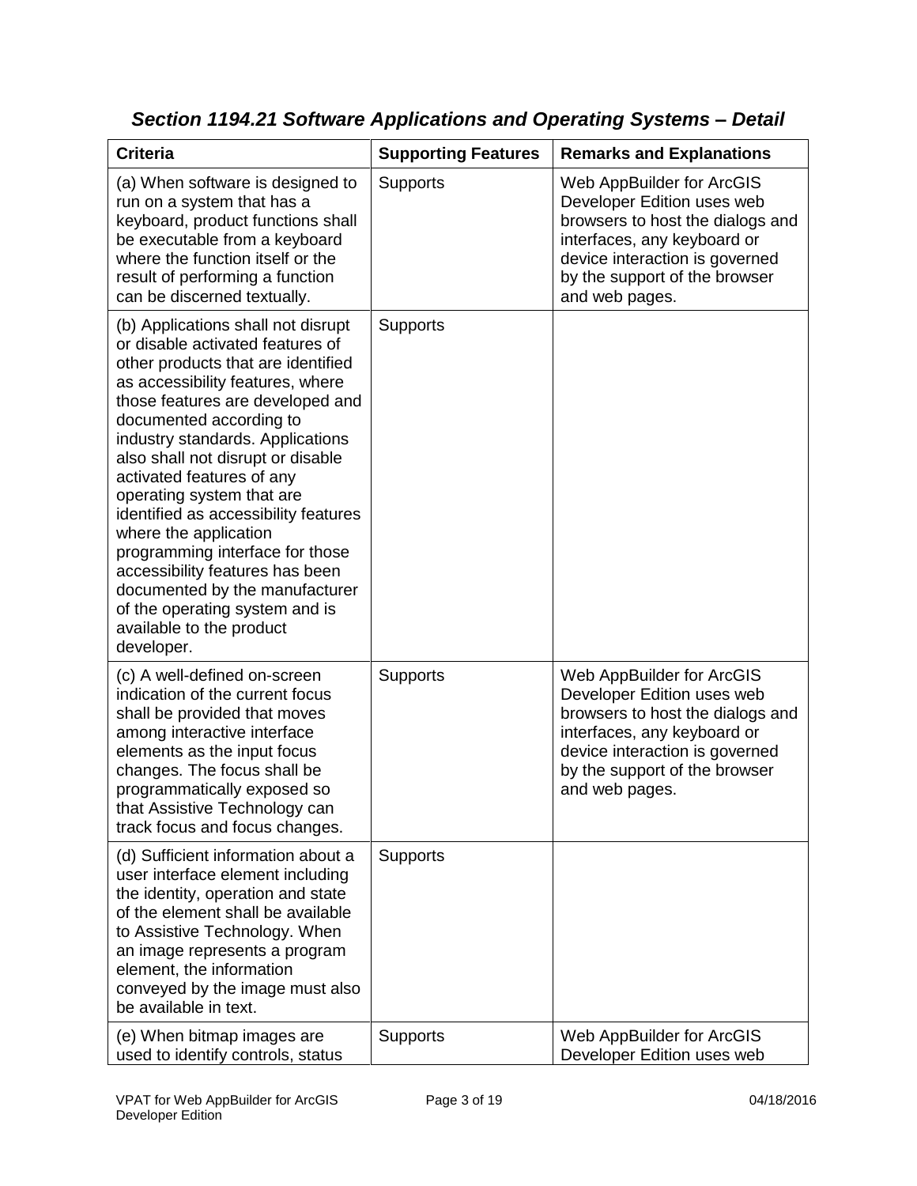## *Section 1194.21 Software Applications and Operating Systems – Detail*

| Criteria | Supporting Features | Remarks and Explanations |
|---|---|---|
| (a) When software is designed to run on a system that has a keyboard, product functions shall be executable from a keyboard where the function itself or the result of performing a function can be discerned textually. | Supports | Web AppBuilder for ArcGIS Developer Edition uses web browsers to host the dialogs and interfaces, any keyboard or device interaction is governed by the support of the browser and web pages. |
| (b) Applications shall not disrupt or disable activated features of other products that are identified as accessibility features, where those features are developed and documented according to industry standards. Applications also shall not disrupt or disable activated features of any operating system that are identified as accessibility features where the application programming interface for those accessibility features has been documented by the manufacturer of the operating system and is available to the product developer. | Supports | |
| (c) A well-defined on-screen indication of the current focus shall be provided that moves among interactive interface elements as the input focus changes. The focus shall be programmatically exposed so that Assistive Technology can track focus and focus changes. | Supports | Web AppBuilder for ArcGIS Developer Edition uses web browsers to host the dialogs and interfaces, any keyboard or device interaction is governed by the support of the browser and web pages. |
| (d) Sufficient information about a user interface element including the identity, operation and state of the element shall be available to Assistive Technology. When an image represents a program element, the information conveyed by the image must also be available in text. | Supports | |
| (e) When bitmap images are used to identify controls, status | Supports | Web AppBuilder for ArcGIS Developer Edition uses web |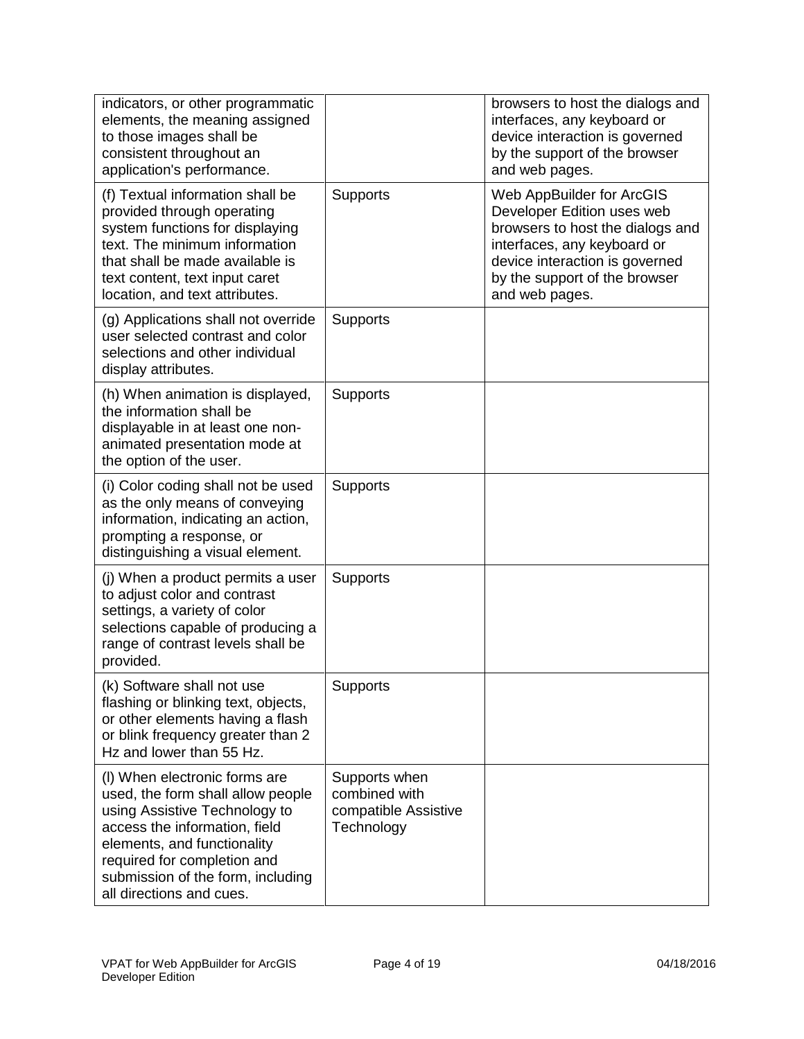| | | |
|---|---|---|
| indicators, or other programmatic elements, the meaning assigned to those images shall be consistent throughout an application's performance. | | browsers to host the dialogs and interfaces, any keyboard or device interaction is governed by the support of the browser and web pages. |
| (f) Textual information shall be provided through operating system functions for displaying text. The minimum information that shall be made available is text content, text input caret location, and text attributes. | Supports | Web AppBuilder for ArcGIS Developer Edition uses web browsers to host the dialogs and interfaces, any keyboard or device interaction is governed by the support of the browser and web pages. |
| (g) Applications shall not override user selected contrast and color selections and other individual display attributes. | Supports | |
| (h) When animation is displayed, the information shall be displayable in at least one non-animated presentation mode at the option of the user. | Supports | |
| (i) Color coding shall not be used as the only means of conveying information, indicating an action, prompting a response, or distinguishing a visual element. | Supports | |
| (j) When a product permits a user to adjust color and contrast settings, a variety of color selections capable of producing a range of contrast levels shall be provided. | Supports | |
| (k) Software shall not use flashing or blinking text, objects, or other elements having a flash or blink frequency greater than 2 Hz and lower than 55 Hz. | Supports | |
| (l) When electronic forms are used, the form shall allow people using Assistive Technology to access the information, field elements, and functionality required for completion and submission of the form, including all directions and cues. | Supports when combined with compatible Assistive Technology | |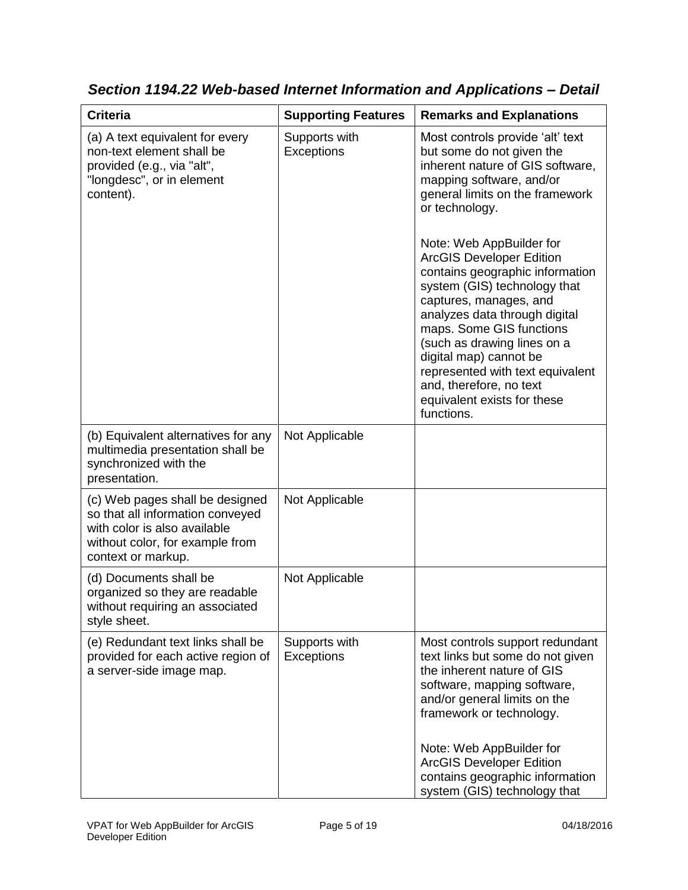### *Section 1194.22 Web-based Internet Information and Applications – Detail*

| Criteria | Supporting Features | Remarks and Explanations |
|---|---|---|
| (a) A text equivalent for every non-text element shall be provided (e.g., via "alt", "longdesc", or in element content). | Supports with Exceptions | Most controls provide 'alt' text but some do not given the inherent nature of GIS software, mapping software, and/or general limits on the framework or technology.<br><br>Note: Web AppBuilder for ArcGIS Developer Edition contains geographic information system (GIS) technology that captures, manages, and analyzes data through digital maps. Some GIS functions (such as drawing lines on a digital map) cannot be represented with text equivalent and, therefore, no text equivalent exists for these functions. |
| (b) Equivalent alternatives for any multimedia presentation shall be synchronized with the presentation. | Not Applicable | |
| (c) Web pages shall be designed so that all information conveyed with color is also available without color, for example from context or markup. | Not Applicable | |
| (d) Documents shall be organized so they are readable without requiring an associated style sheet. | Not Applicable | |
| (e) Redundant text links shall be provided for each active region of a server-side image map. | Supports with Exceptions | Most controls support redundant text links but some do not given the inherent nature of GIS software, mapping software, and/or general limits on the framework or technology.<br><br>Note: Web AppBuilder for ArcGIS Developer Edition contains geographic information system (GIS) technology that |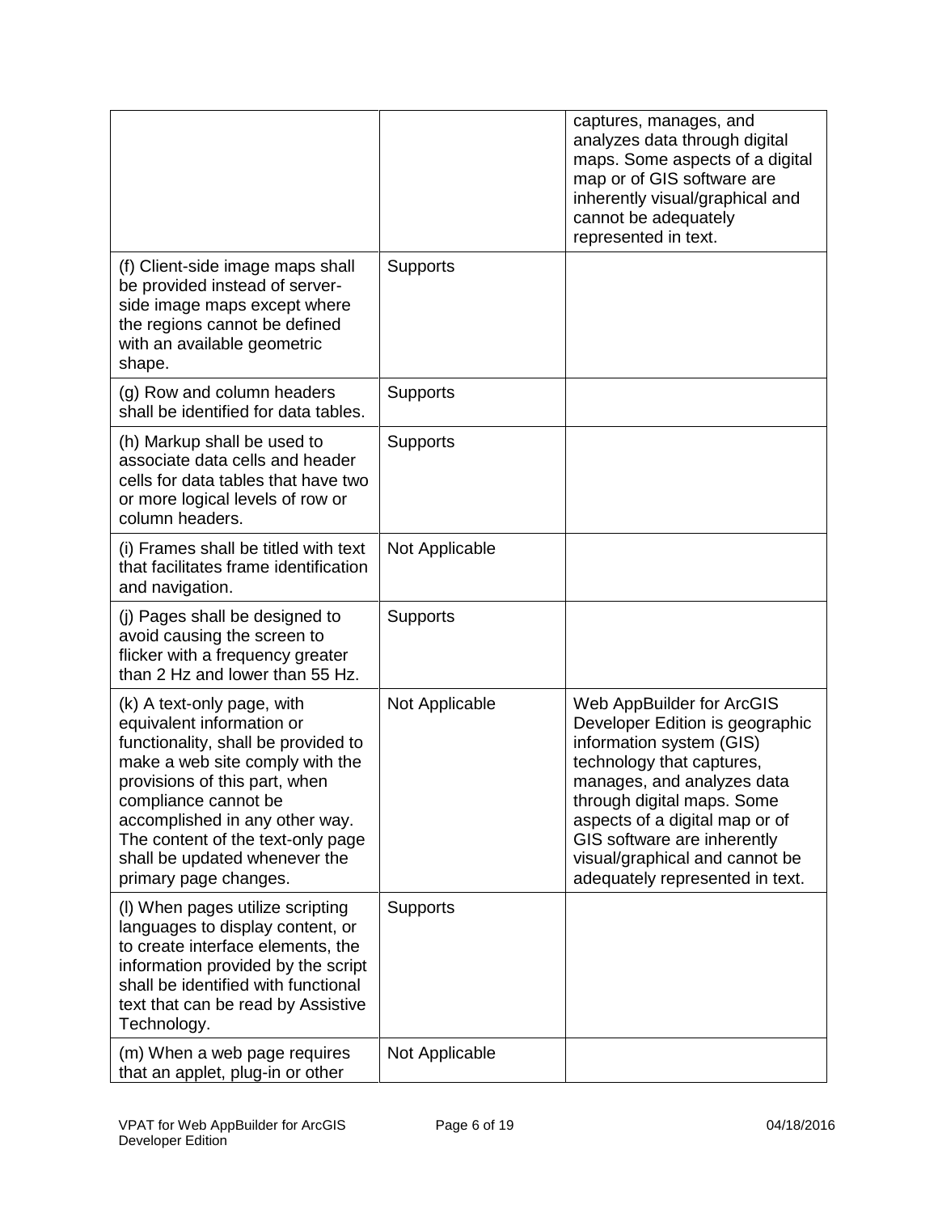| | | |
|---|---|---|
| | | captures, manages, and analyzes data through digital maps. Some aspects of a digital map or of GIS software are inherently visual/graphical and cannot be adequately represented in text. |
| (f) Client-side image maps shall be provided instead of server-side image maps except where the regions cannot be defined with an available geometric shape. | Supports | |
| (g) Row and column headers shall be identified for data tables. | Supports | |
| (h) Markup shall be used to associate data cells and header cells for data tables that have two or more logical levels of row or column headers. | Supports | |
| (i) Frames shall be titled with text that facilitates frame identification and navigation. | Not Applicable | |
| (j) Pages shall be designed to avoid causing the screen to flicker with a frequency greater than 2 Hz and lower than 55 Hz. | Supports | |
| (k) A text-only page, with equivalent information or functionality, shall be provided to make a web site comply with the provisions of this part, when compliance cannot be accomplished in any other way. The content of the text-only page shall be updated whenever the primary page changes. | Not Applicable | Web AppBuilder for ArcGIS Developer Edition is geographic information system (GIS) technology that captures, manages, and analyzes data through digital maps. Some aspects of a digital map or of GIS software are inherently visual/graphical and cannot be adequately represented in text. |
| (l) When pages utilize scripting languages to display content, or to create interface elements, the information provided by the script shall be identified with functional text that can be read by Assistive Technology. | Supports | |
| (m) When a web page requires that an applet, plug-in or other | Not Applicable | |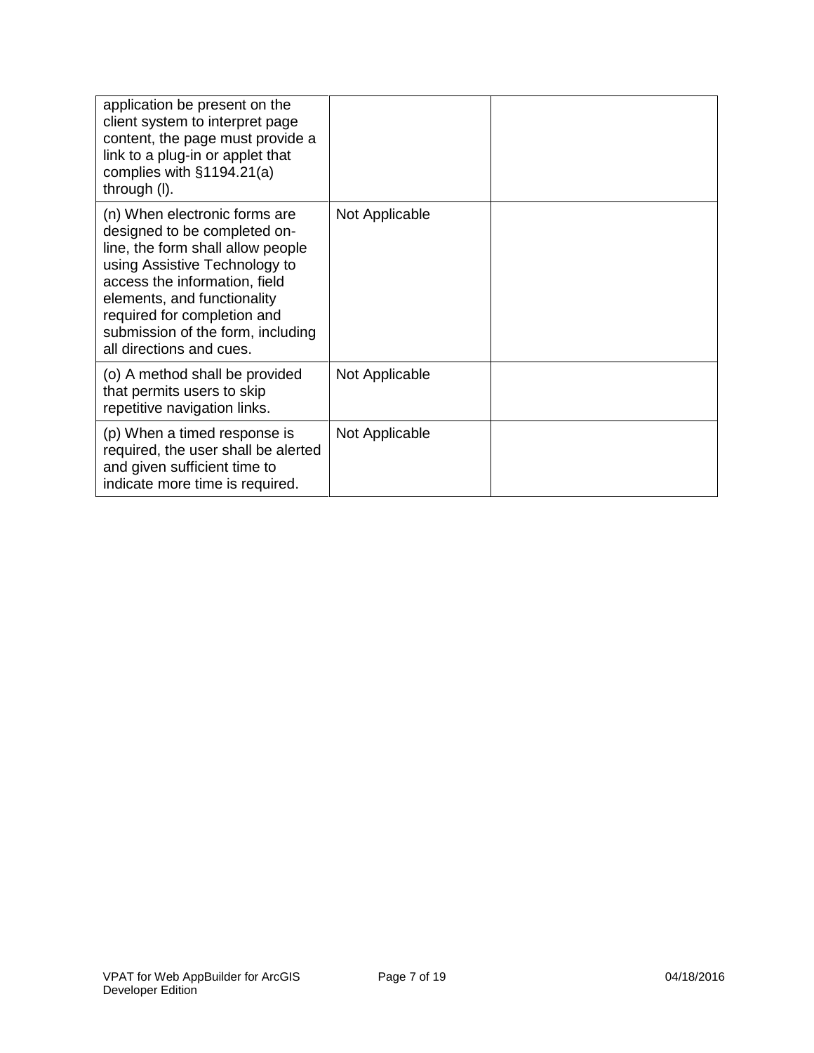| | | |
|---|---|---|
| application be present on the client system to interpret page content, the page must provide a link to a plug-in or applet that complies with §1194.21(a) through (l). | | |
| (n) When electronic forms are designed to be completed on-line, the form shall allow people using Assistive Technology to access the information, field elements, and functionality required for completion and submission of the form, including all directions and cues. | Not Applicable | |
| (o) A method shall be provided that permits users to skip repetitive navigation links. | Not Applicable | |
| (p) When a timed response is required, the user shall be alerted and given sufficient time to indicate more time is required. | Not Applicable | |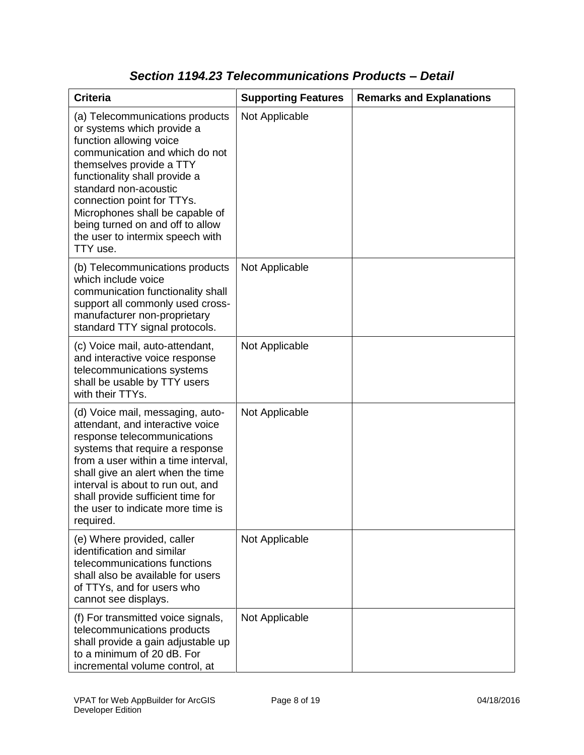### *Section 1194.23 Telecommunications Products – Detail*

| Criteria | Supporting Features | Remarks and Explanations |
| --- | --- | --- |
| (a) Telecommunications products or systems which provide a function allowing voice communication and which do not themselves provide a TTY functionality shall provide a standard non-acoustic connection point for TTYs. Microphones shall be capable of being turned on and off to allow the user to intermix speech with TTY use. | Not Applicable | |
| (b) Telecommunications products which include voice communication functionality shall support all commonly used cross-manufacturer non-proprietary standard TTY signal protocols. | Not Applicable | |
| (c) Voice mail, auto-attendant, and interactive voice response telecommunications systems shall be usable by TTY users with their TTYs. | Not Applicable | |
| (d) Voice mail, messaging, auto-attendant, and interactive voice response telecommunications systems that require a response from a user within a time interval, shall give an alert when the time interval is about to run out, and shall provide sufficient time for the user to indicate more time is required. | Not Applicable | |
| (e) Where provided, caller identification and similar telecommunications functions shall also be available for users of TTYs, and for users who cannot see displays. | Not Applicable | |
| (f) For transmitted voice signals, telecommunications products shall provide a gain adjustable up to a minimum of 20 dB. For incremental volume control, at | Not Applicable | |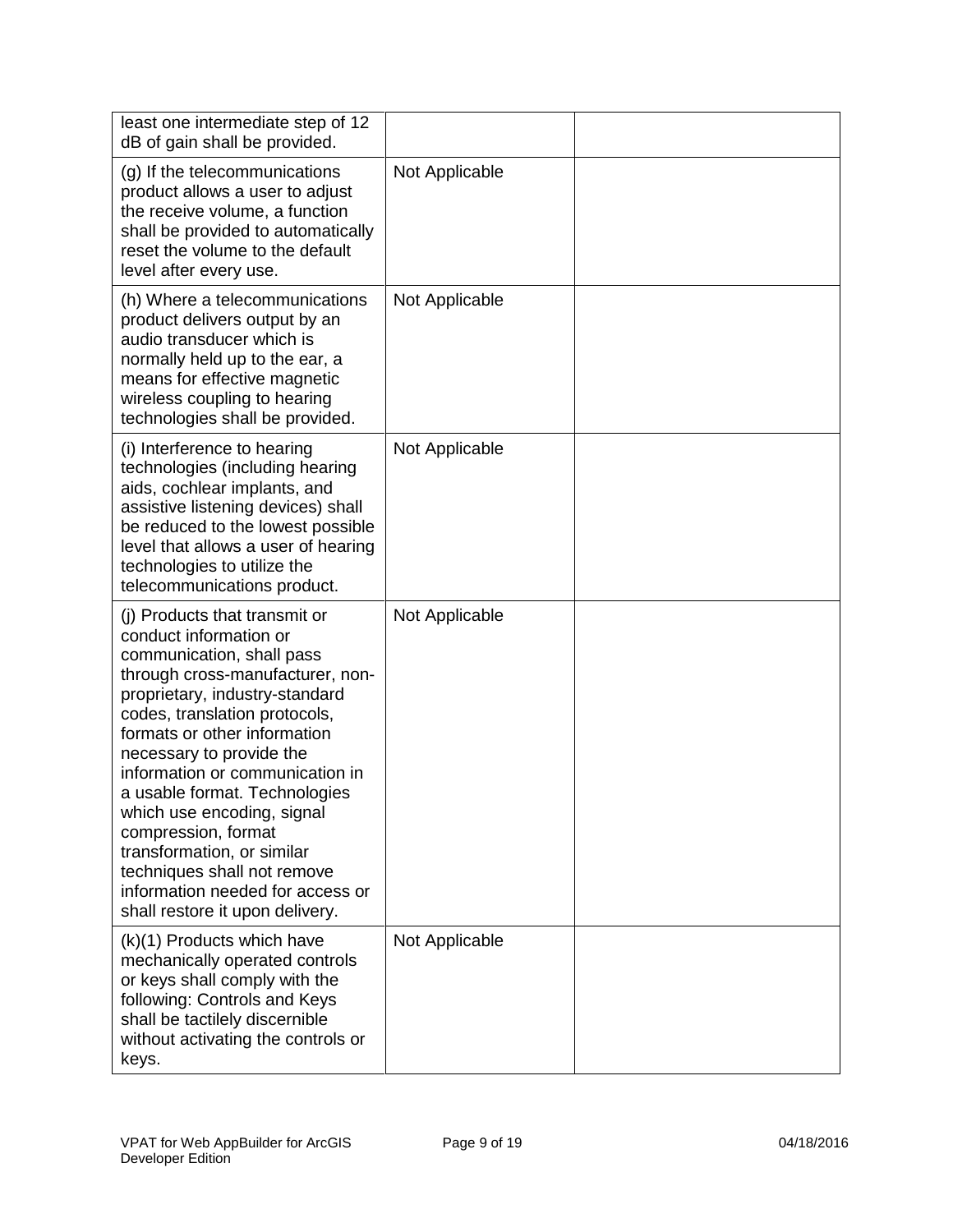| | | |
|---|---|---|
| least one intermediate step of 12 dB of gain shall be provided. | | |
| (g) If the telecommunications product allows a user to adjust the receive volume, a function shall be provided to automatically reset the volume to the default level after every use. | Not Applicable | |
| (h) Where a telecommunications product delivers output by an audio transducer which is normally held up to the ear, a means for effective magnetic wireless coupling to hearing technologies shall be provided. | Not Applicable | |
| (i) Interference to hearing technologies (including hearing aids, cochlear implants, and assistive listening devices) shall be reduced to the lowest possible level that allows a user of hearing technologies to utilize the telecommunications product. | Not Applicable | |
| (j) Products that transmit or conduct information or communication, shall pass through cross-manufacturer, non-proprietary, industry-standard codes, translation protocols, formats or other information necessary to provide the information or communication in a usable format. Technologies which use encoding, signal compression, format transformation, or similar techniques shall not remove information needed for access or shall restore it upon delivery. | Not Applicable | |
| (k)(1) Products which have mechanically operated controls or keys shall comply with the following: Controls and Keys shall be tactilely discernible without activating the controls or keys. | Not Applicable | |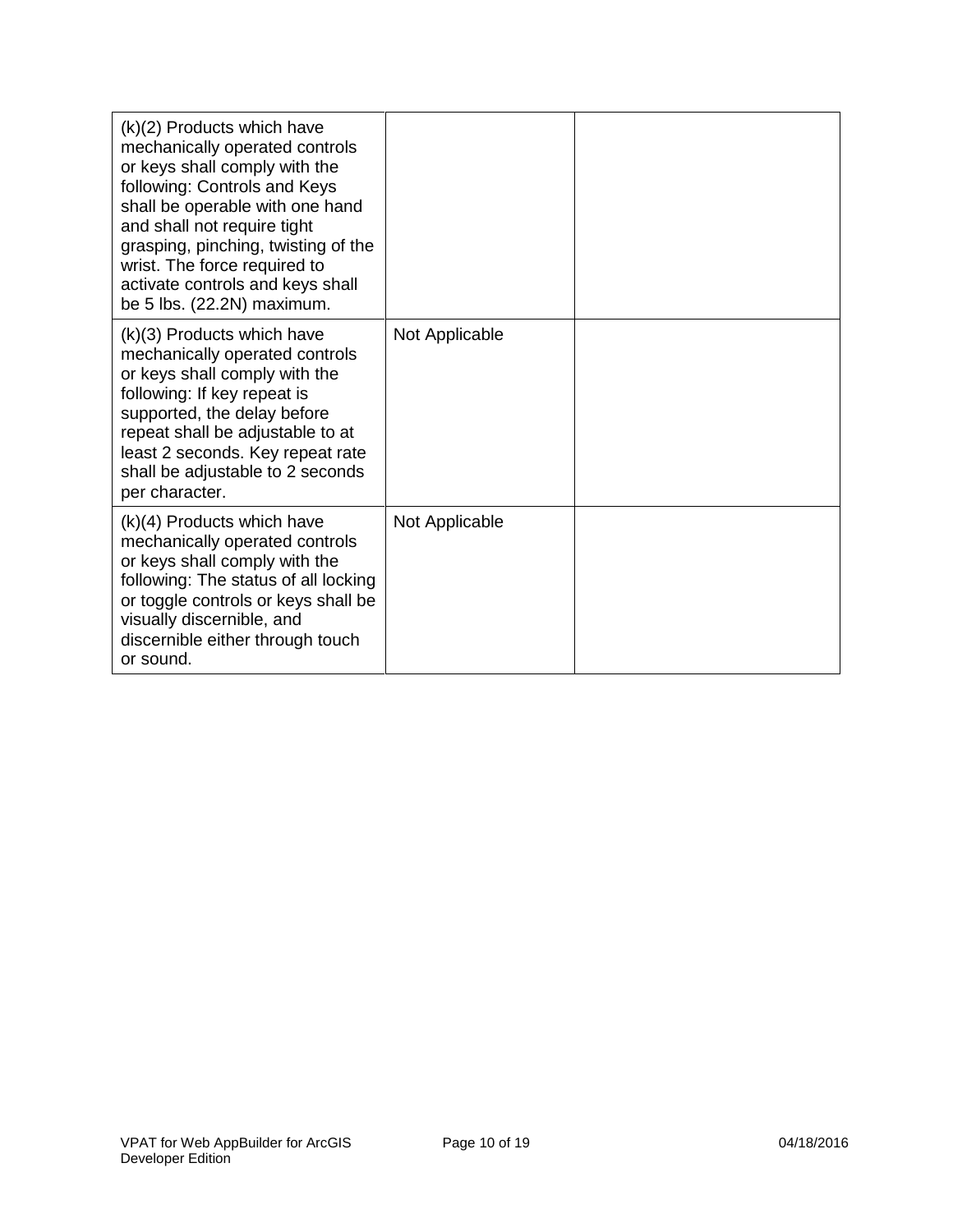| (k)(2) Products which have mechanically operated controls or keys shall comply with the following: Controls and Keys shall be operable with one hand and shall not require tight grasping, pinching, twisting of the wrist. The force required to activate controls and keys shall be 5 lbs. (22.2N) maximum. | | |
|---|---|---|
| (k)(3) Products which have mechanically operated controls or keys shall comply with the following: If key repeat is supported, the delay before repeat shall be adjustable to at least 2 seconds. Key repeat rate shall be adjustable to 2 seconds per character. | Not Applicable | |
| (k)(4) Products which have mechanically operated controls or keys shall comply with the following: The status of all locking or toggle controls or keys shall be visually discernible, and discernible either through touch or sound. | Not Applicable | |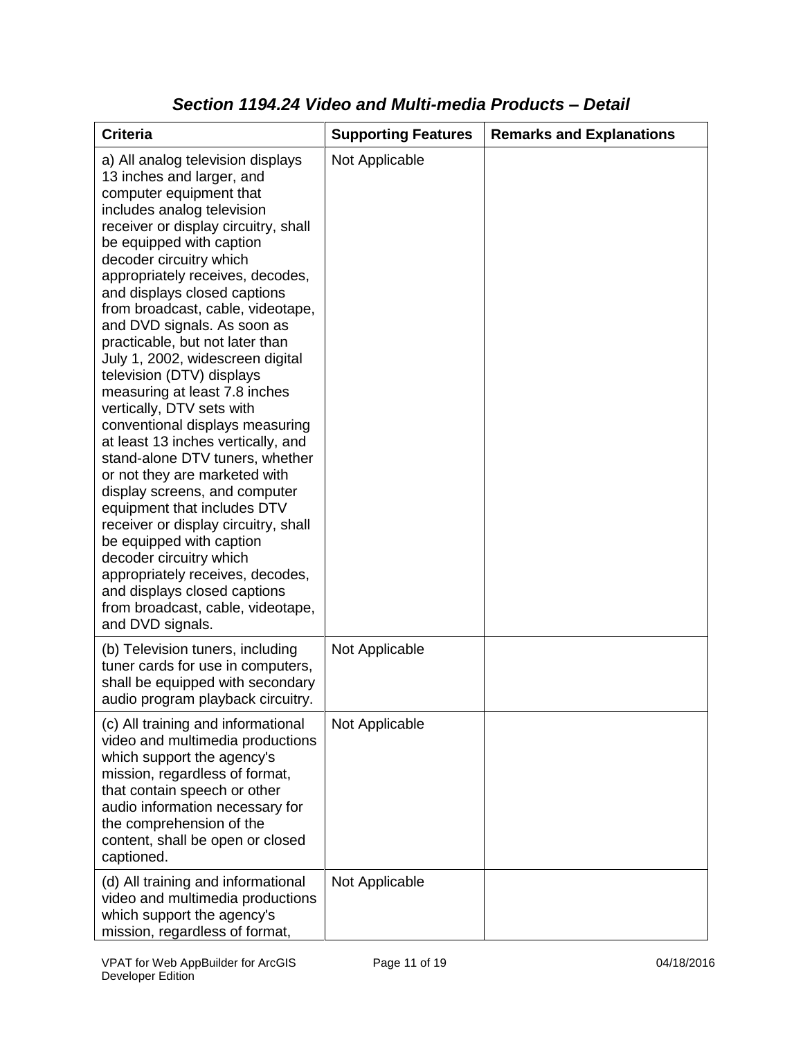## *Section 1194.24 Video and Multi-media Products – Detail*

| Criteria | Supporting Features | Remarks and Explanations |
| --- | --- | --- |
| a) All analog television displays 13 inches and larger, and computer equipment that includes analog television receiver or display circuitry, shall be equipped with caption decoder circuitry which appropriately receives, decodes, and displays closed captions from broadcast, cable, videotape, and DVD signals. As soon as practicable, but not later than July 1, 2002, widescreen digital television (DTV) displays measuring at least 7.8 inches vertically, DTV sets with conventional displays measuring at least 13 inches vertically, and stand-alone DTV tuners, whether or not they are marketed with display screens, and computer equipment that includes DTV receiver or display circuitry, shall be equipped with caption decoder circuitry which appropriately receives, decodes, and displays closed captions from broadcast, cable, videotape, and DVD signals. | Not Applicable | |
| (b) Television tuners, including tuner cards for use in computers, shall be equipped with secondary audio program playback circuitry. | Not Applicable | |
| (c) All training and informational video and multimedia productions which support the agency's mission, regardless of format, that contain speech or other audio information necessary for the comprehension of the content, shall be open or closed captioned. | Not Applicable | |
| (d) All training and informational video and multimedia productions which support the agency's mission, regardless of format, | Not Applicable | |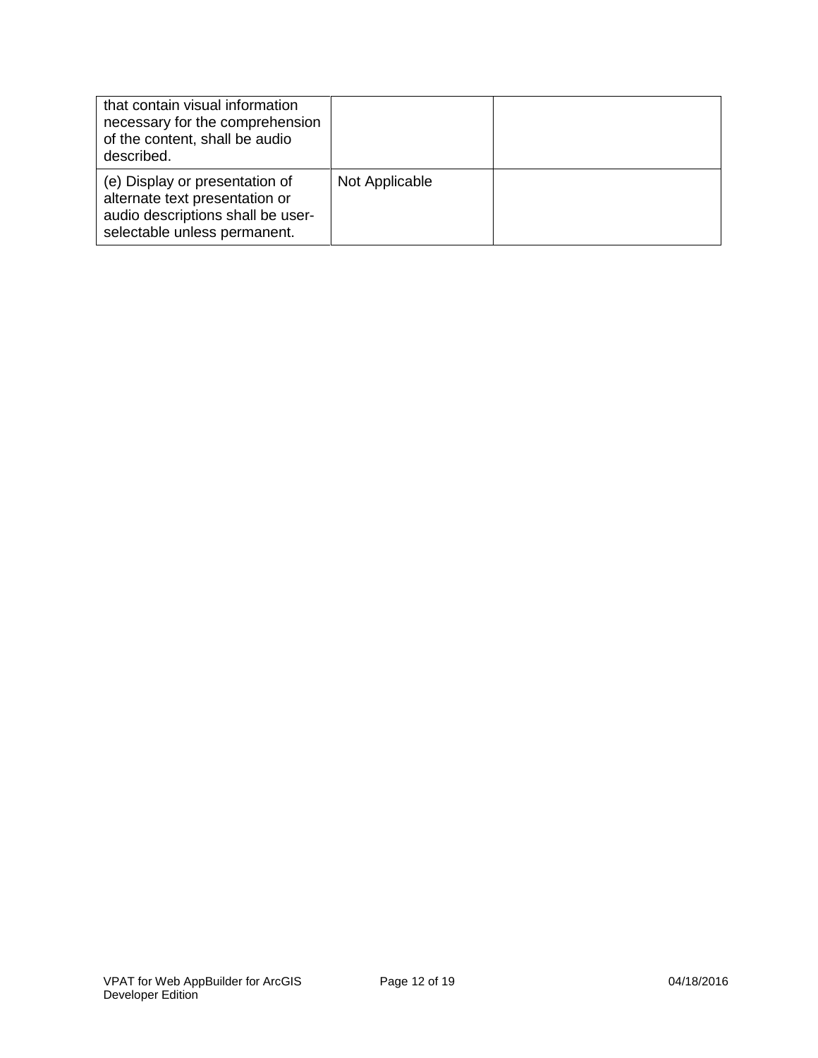| | | |
|---|---|---|
| that contain visual information necessary for the comprehension of the content, shall be audio described. | | |
| (e) Display or presentation of alternate text presentation or audio descriptions shall be user-selectable unless permanent. | Not Applicable | |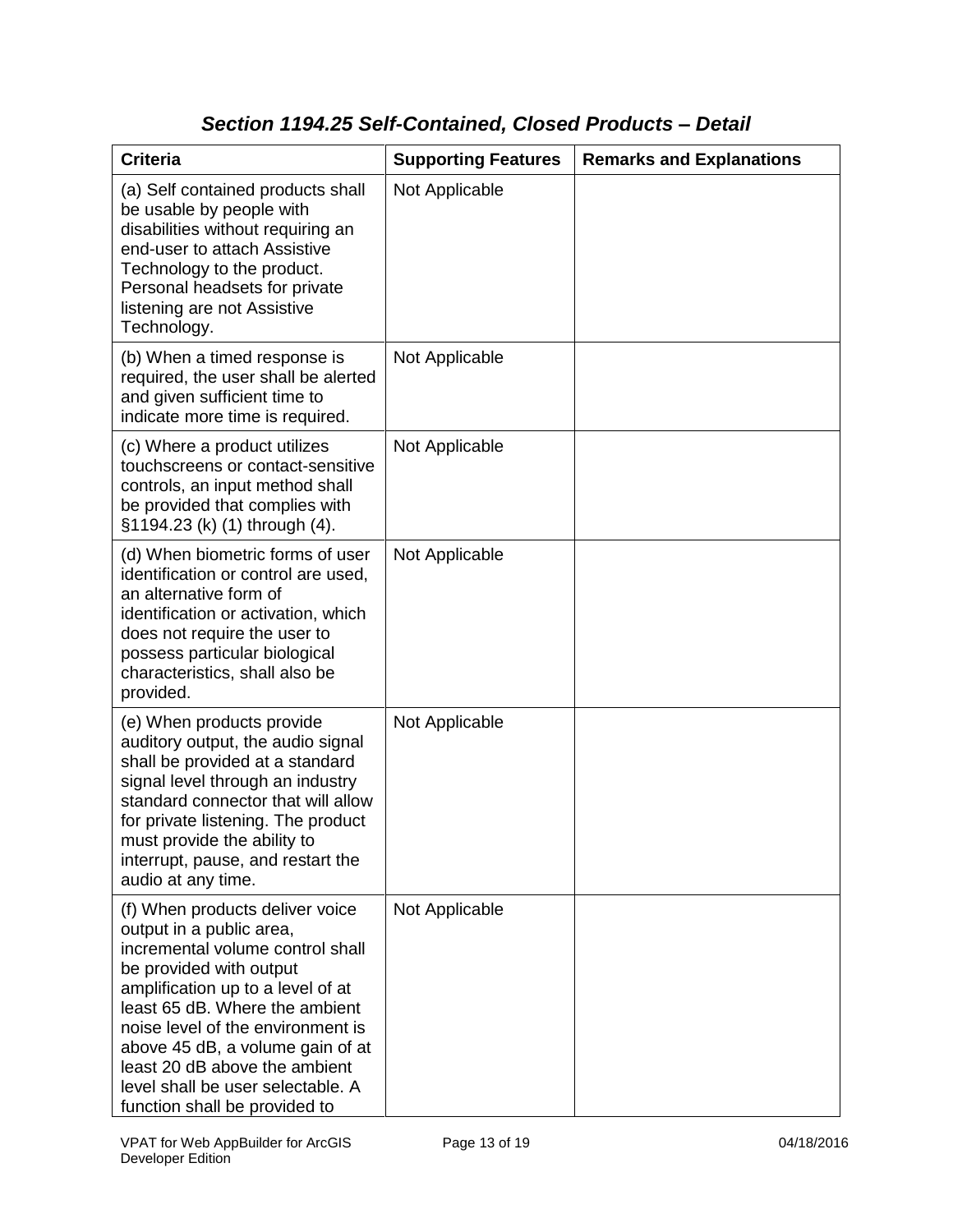### *Section 1194.25 Self-Contained, Closed Products – Detail*

| Criteria | Supporting Features | Remarks and Explanations |
| --- | --- | --- |
| (a) Self contained products shall be usable by people with disabilities without requiring an end-user to attach Assistive Technology to the product. Personal headsets for private listening are not Assistive Technology. | Not Applicable | |
| (b) When a timed response is required, the user shall be alerted and given sufficient time to indicate more time is required. | Not Applicable | |
| (c) Where a product utilizes touchscreens or contact-sensitive controls, an input method shall be provided that complies with §1194.23 (k) (1) through (4). | Not Applicable | |
| (d) When biometric forms of user identification or control are used, an alternative form of identification or activation, which does not require the user to possess particular biological characteristics, shall also be provided. | Not Applicable | |
| (e) When products provide auditory output, the audio signal shall be provided at a standard signal level through an industry standard connector that will allow for private listening. The product must provide the ability to interrupt, pause, and restart the audio at any time. | Not Applicable | |
| (f) When products deliver voice output in a public area, incremental volume control shall be provided with output amplification up to a level of at least 65 dB. Where the ambient noise level of the environment is above 45 dB, a volume gain of at least 20 dB above the ambient level shall be user selectable. A function shall be provided to | Not Applicable | |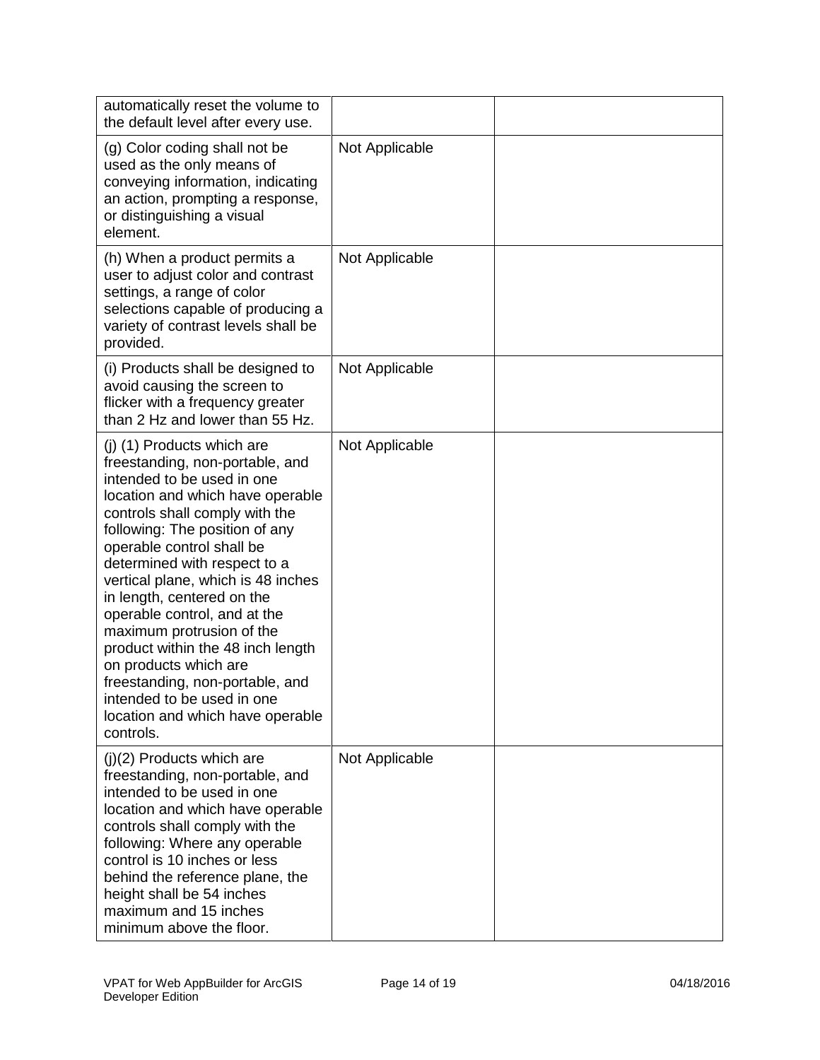| | | |
|---|---|---|
| automatically reset the volume to the default level after every use. | | |
| (g) Color coding shall not be used as the only means of conveying information, indicating an action, prompting a response, or distinguishing a visual element. | Not Applicable | |
| (h) When a product permits a user to adjust color and contrast settings, a range of color selections capable of producing a variety of contrast levels shall be provided. | Not Applicable | |
| (i) Products shall be designed to avoid causing the screen to flicker with a frequency greater than 2 Hz and lower than 55 Hz. | Not Applicable | |
| (j) (1) Products which are freestanding, non-portable, and intended to be used in one location and which have operable controls shall comply with the following: The position of any operable control shall be determined with respect to a vertical plane, which is 48 inches in length, centered on the operable control, and at the maximum protrusion of the product within the 48 inch length on products which are freestanding, non-portable, and intended to be used in one location and which have operable controls. | Not Applicable | |
| (j)(2) Products which are freestanding, non-portable, and intended to be used in one location and which have operable controls shall comply with the following: Where any operable control is 10 inches or less behind the reference plane, the height shall be 54 inches maximum and 15 inches minimum above the floor. | Not Applicable | |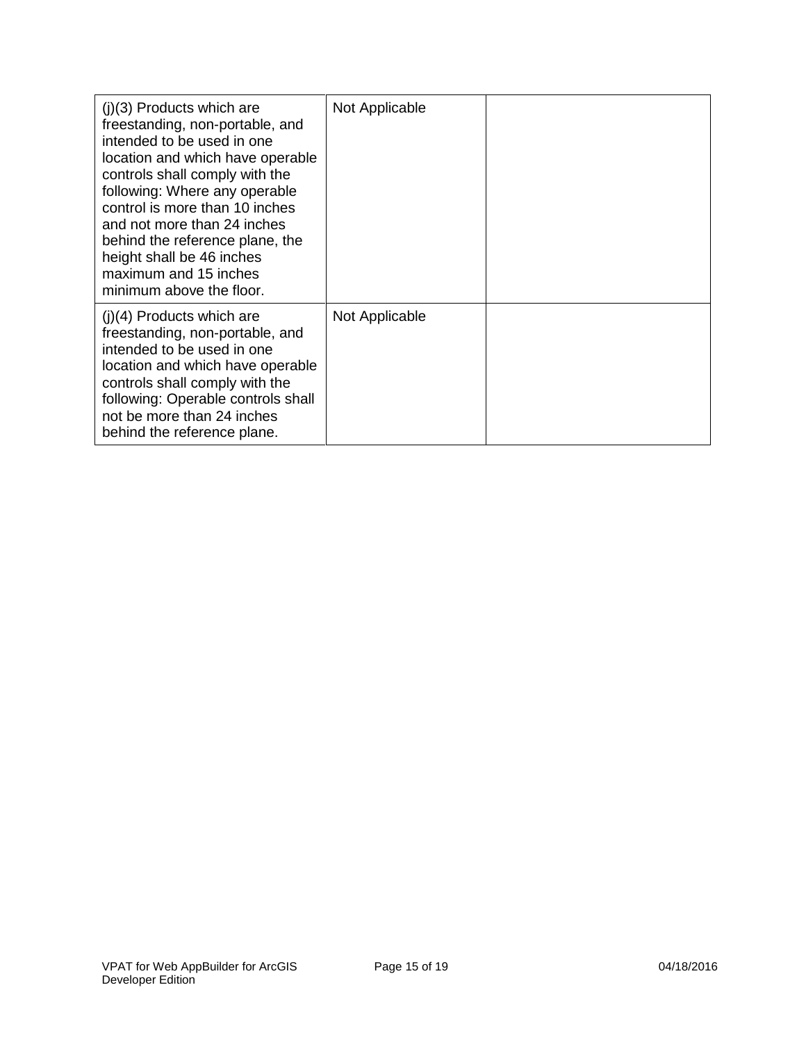| | | |
|---|---|---|
| (j)(3) Products which are freestanding, non-portable, and intended to be used in one location and which have operable controls shall comply with the following: Where any operable control is more than 10 inches and not more than 24 inches behind the reference plane, the height shall be 46 inches maximum and 15 inches minimum above the floor. | Not Applicable | |
| (j)(4) Products which are freestanding, non-portable, and intended to be used in one location and which have operable controls shall comply with the following: Operable controls shall not be more than 24 inches behind the reference plane. | Not Applicable | |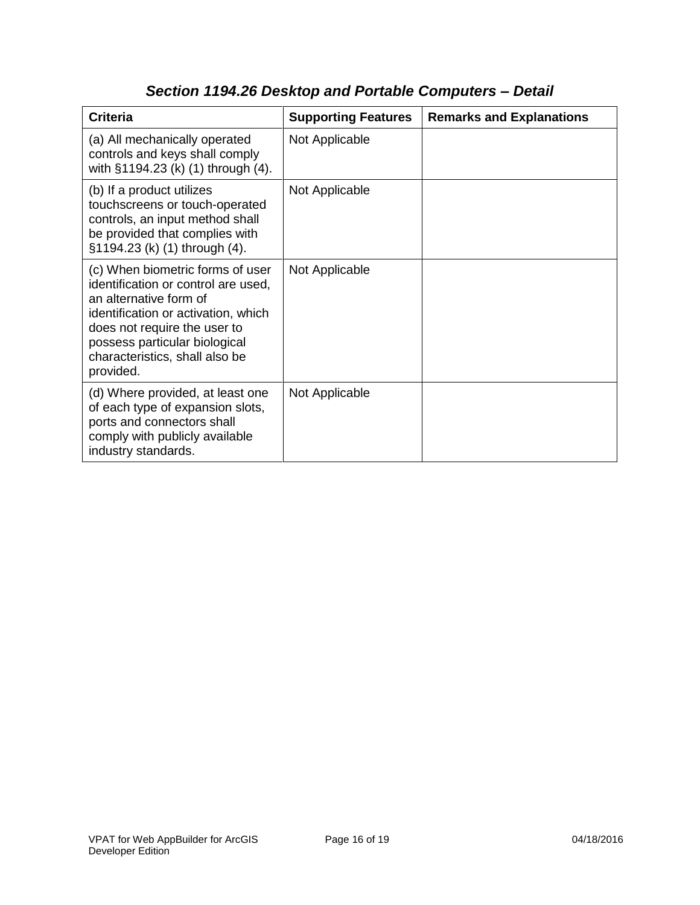## *Section 1194.26 Desktop and Portable Computers – Detail*

| Criteria | Supporting Features | Remarks and Explanations |
|---|---|---|
| (a) All mechanically operated controls and keys shall comply with §1194.23 (k) (1) through (4). | Not Applicable | |
| (b) If a product utilizes touchscreens or touch-operated controls, an input method shall be provided that complies with §1194.23 (k) (1) through (4). | Not Applicable | |
| (c) When biometric forms of user identification or control are used, an alternative form of identification or activation, which does not require the user to possess particular biological characteristics, shall also be provided. | Not Applicable | |
| (d) Where provided, at least one of each type of expansion slots, ports and connectors shall comply with publicly available industry standards. | Not Applicable | |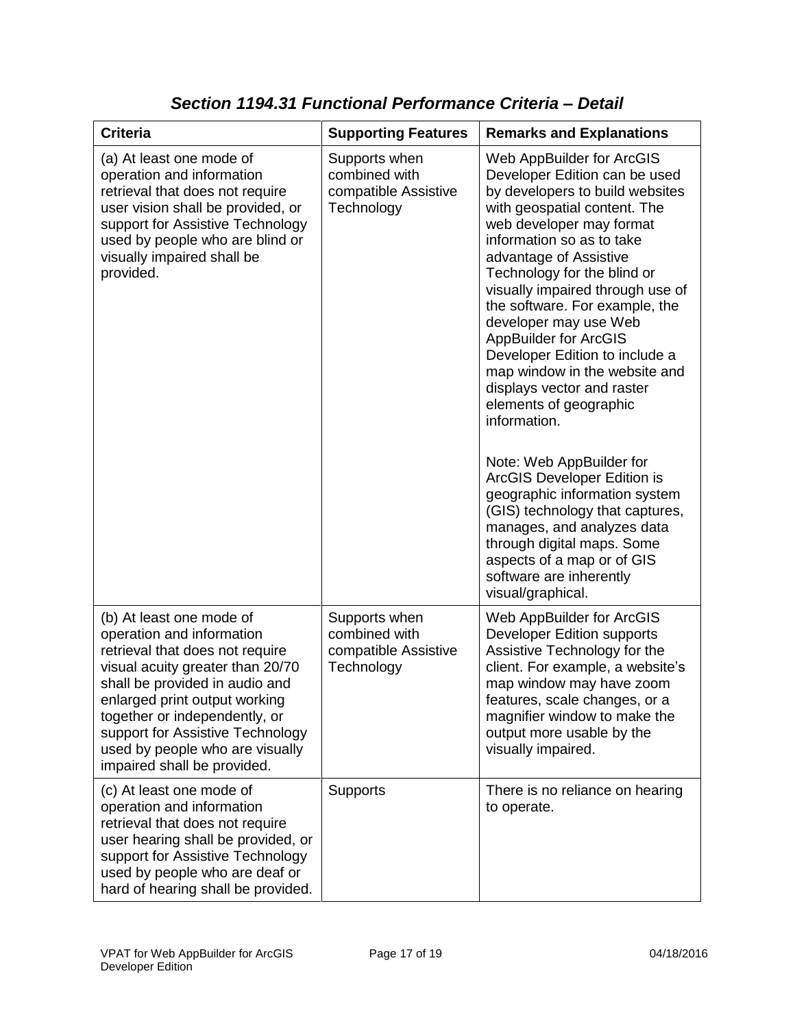## *Section 1194.31 Functional Performance Criteria – Detail*

| Criteria | Supporting Features | Remarks and Explanations |
| --- | --- | --- |
| (a) At least one mode of operation and information retrieval that does not require user vision shall be provided, or support for Assistive Technology used by people who are blind or visually impaired shall be provided. | Supports when combined with compatible Assistive Technology | Web AppBuilder for ArcGIS Developer Edition can be used by developers to build websites with geospatial content. The web developer may format information so as to take advantage of Assistive Technology for the blind or visually impaired through use of the software. For example, the developer may use Web AppBuilder for ArcGIS Developer Edition to include a map window in the website and displays vector and raster elements of geographic information.<br><br>Note: Web AppBuilder for ArcGIS Developer Edition is geographic information system (GIS) technology that captures, manages, and analyzes data through digital maps. Some aspects of a map or of GIS software are inherently visual/graphical. |
| (b) At least one mode of operation and information retrieval that does not require visual acuity greater than 20/70 shall be provided in audio and enlarged print output working together or independently, or support for Assistive Technology used by people who are visually impaired shall be provided. | Supports when combined with compatible Assistive Technology | Web AppBuilder for ArcGIS Developer Edition supports Assistive Technology for the client. For example, a website's map window may have zoom features, scale changes, or a magnifier window to make the output more usable by the visually impaired. |
| (c) At least one mode of operation and information retrieval that does not require user hearing shall be provided, or support for Assistive Technology used by people who are deaf or hard of hearing shall be provided. | Supports | There is no reliance on hearing to operate. |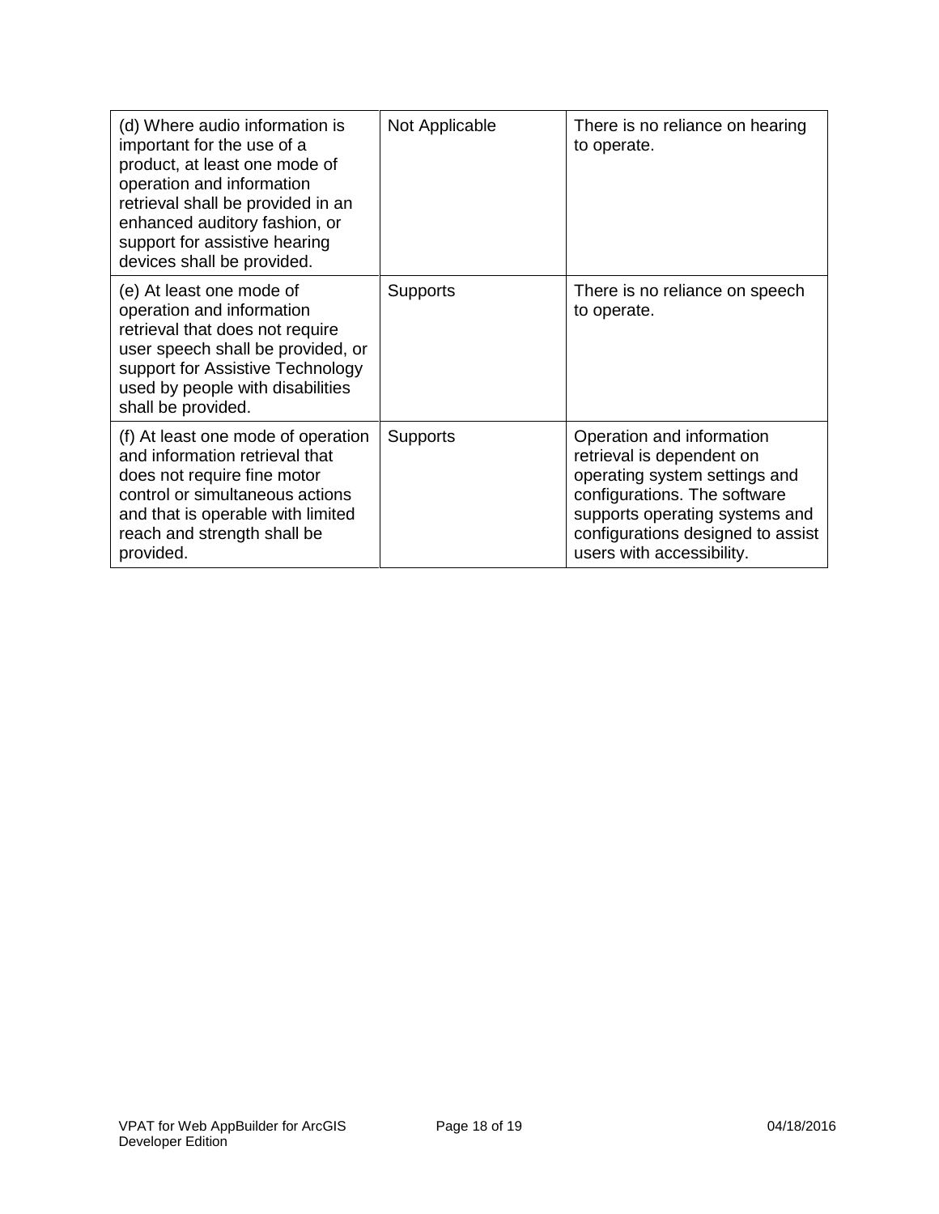| | | |
|---|---|---|
| (d) Where audio information is important for the use of a product, at least one mode of operation and information retrieval shall be provided in an enhanced auditory fashion, or support for assistive hearing devices shall be provided. | Not Applicable | There is no reliance on hearing to operate. |
| (e) At least one mode of operation and information retrieval that does not require user speech shall be provided, or support for Assistive Technology used by people with disabilities shall be provided. | Supports | There is no reliance on speech to operate. |
| (f) At least one mode of operation and information retrieval that does not require fine motor control or simultaneous actions and that is operable with limited reach and strength shall be provided. | Supports | Operation and information retrieval is dependent on operating system settings and configurations. The software supports operating systems and configurations designed to assist users with accessibility. |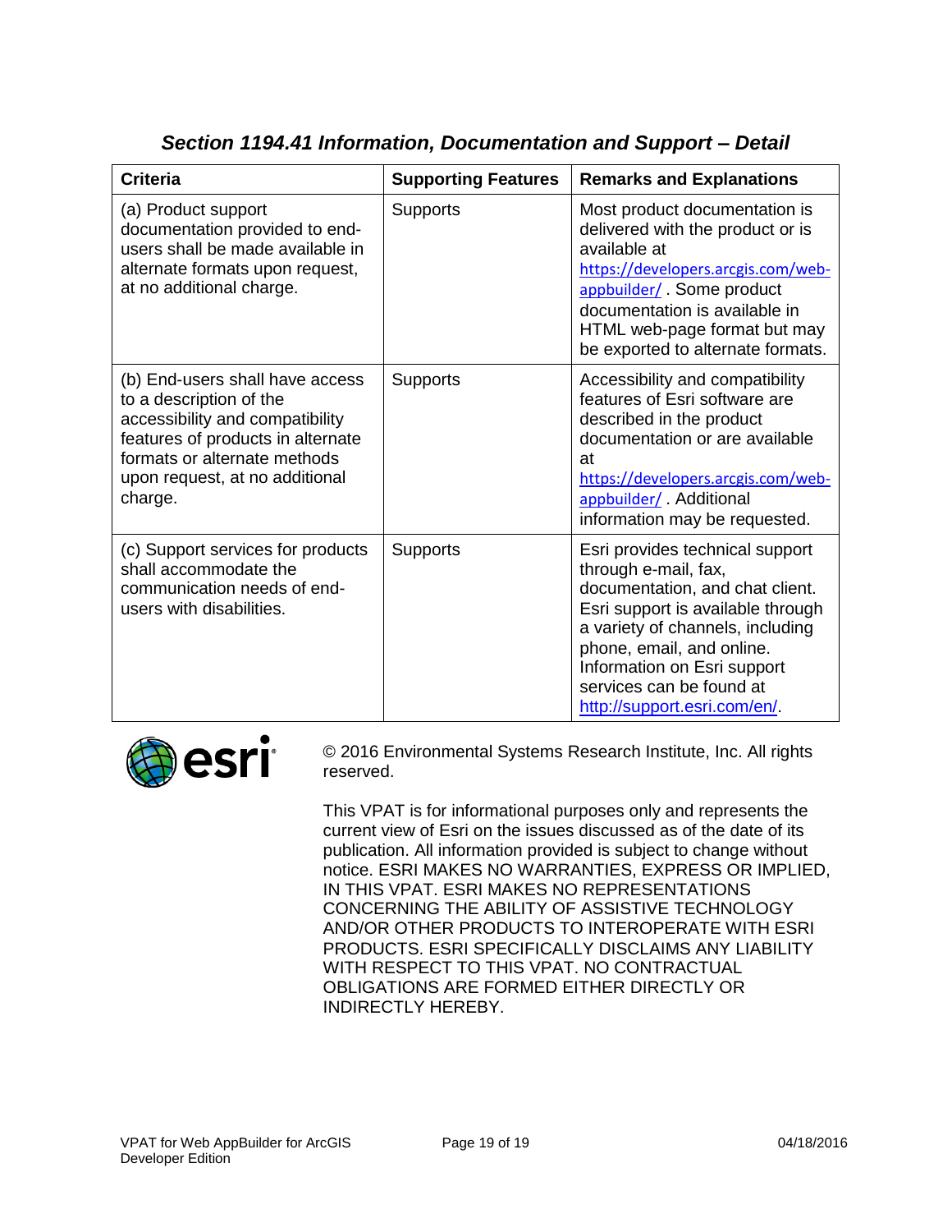### *Section 1194.41 Information, Documentation and Support – Detail*

| Criteria | Supporting Features | Remarks and Explanations |
|---|---|---|
| (a) Product support documentation provided to end-users shall be made available in alternate formats upon request, at no additional charge. | Supports | Most product documentation is delivered with the product or is available at https://developers.arcgis.com/web-appbuilder/ . Some product documentation is available in HTML web-page format but may be exported to alternate formats. |
| (b) End-users shall have access to a description of the accessibility and compatibility features of products in alternate formats or alternate methods upon request, at no additional charge. | Supports | Accessibility and compatibility features of Esri software are described in the product documentation or are available at https://developers.arcgis.com/web-appbuilder/ . Additional information may be requested. |
| (c) Support services for products shall accommodate the communication needs of end-users with disabilities. | Supports | Esri provides technical support through e-mail, fax, documentation, and chat client. Esri support is available through a variety of channels, including phone, email, and online. Information on Esri support services can be found at http://support.esri.com/en/. |

esri

© 2016 Environmental Systems Research Institute, Inc. All rights reserved.

This VPAT is for informational purposes only and represents the current view of Esri on the issues discussed as of the date of its publication. All information provided is subject to change without notice. ESRI MAKES NO WARRANTIES, EXPRESS OR IMPLIED, IN THIS VPAT. ESRI MAKES NO REPRESENTATIONS CONCERNING THE ABILITY OF ASSISTIVE TECHNOLOGY AND/OR OTHER PRODUCTS TO INTEROPERATE WITH ESRI PRODUCTS. ESRI SPECIFICALLY DISCLAIMS ANY LIABILITY WITH RESPECT TO THIS VPAT. NO CONTRACTUAL OBLIGATIONS ARE FORMED EITHER DIRECTLY OR INDIRECTLY HEREBY.